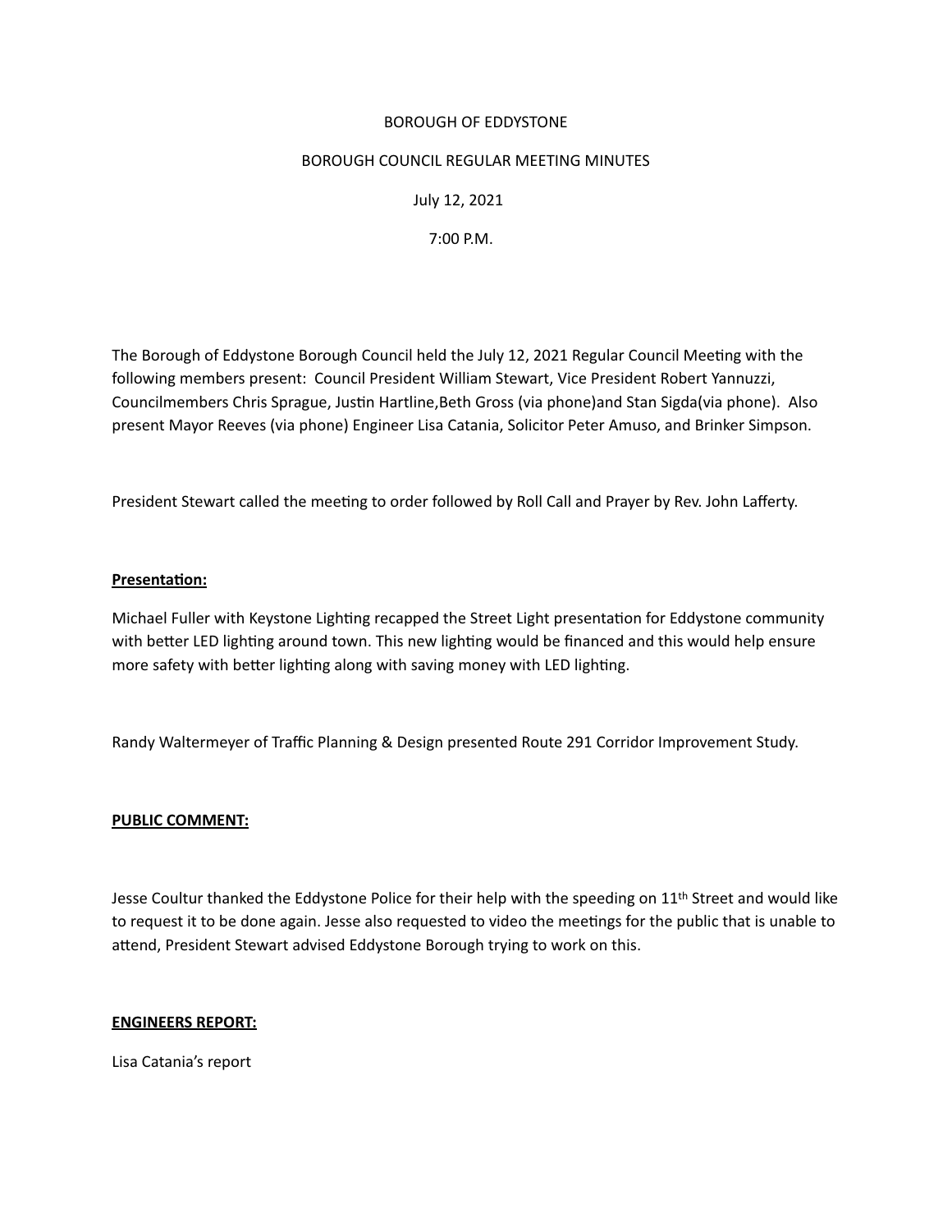BOROUGH OF EDDYSTONE

BOROUGH COUNCIL REGULAR MEETING MINUTES

July 12, 2021

7:00 P.M.

The Borough of Eddystone Borough Council held the July 12, 2021 Regular Council Meeting with the following members present: Council President William Stewart, Vice President Robert Yannuzzi, Councilmembers Chris Sprague, Justin Hartline,Beth Gross (via phone)and Stan Sigda(via phone). Also present Mayor Reeves (via phone) Engineer Lisa Catania, Solicitor Peter Amuso, and Brinker Simpson.

President Stewart called the meeting to order followed by Roll Call and Prayer by Rev. John Lafferty.

**Presentation:**

Michael Fuller with Keystone Lighting recapped the Street Light presentation for Eddystone community with better LED lighting around town. This new lighting would be financed and this would help ensure more safety with better lighting along with saving money with LED lighting.

Randy Waltermeyer of Traffic Planning & Design presented Route 291 Corridor Improvement Study.

**PUBLIC COMMENT:**

Jesse Coultur thanked the Eddystone Police for their help with the speeding on 11th Street and would like to request it to be done again. Jesse also requested to video the meetings for the public that is unable to attend, President Stewart advised Eddystone Borough trying to work on this.

**ENGINEERS REPORT:**

Lisa Catania's report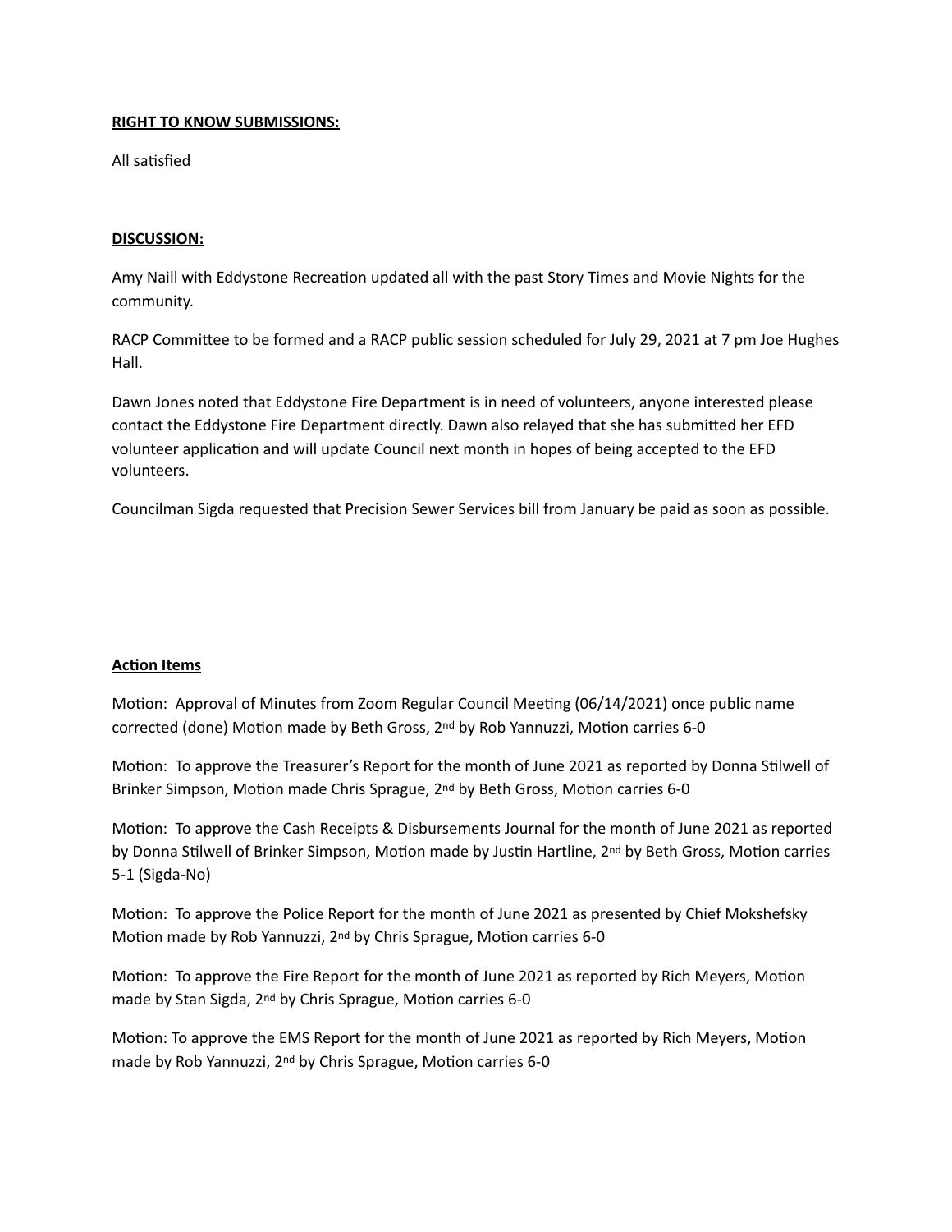**RIGHT TO KNOW SUBMISSIONS:**

All satisfied

**DISCUSSION:**

Amy Naill with Eddystone Recreation updated all with the past Story Times and Movie Nights for the community.

RACP Committee to be formed and a RACP public session scheduled for July 29, 2021 at 7 pm Joe Hughes Hall.

Dawn Jones noted that Eddystone Fire Department is in need of volunteers, anyone interested please contact the Eddystone Fire Department directly. Dawn also relayed that she has submitted her EFD volunteer application and will update Council next month in hopes of being accepted to the EFD volunteers.

Councilman Sigda requested that Precision Sewer Services bill from January be paid as soon as possible.

**Action Items**

Motion: Approval of Minutes from Zoom Regular Council Meeting (06/14/2021) once public name corrected (done) Motion made by Beth Gross, 2nd by Rob Yannuzzi, Motion carries 6-0

Motion: To approve the Treasurer's Report for the month of June 2021 as reported by Donna Stilwell of Brinker Simpson, Motion made Chris Sprague, 2nd by Beth Gross, Motion carries 6-0

Motion: To approve the Cash Receipts & Disbursements Journal for the month of June 2021 as reported by Donna Stilwell of Brinker Simpson, Motion made by Justin Hartline, 2nd by Beth Gross, Motion carries 5-1 (Sigda-No)

Motion: To approve the Police Report for the month of June 2021 as presented by Chief Mokshefsky Motion made by Rob Yannuzzi, 2nd by Chris Sprague, Motion carries 6-0

Motion: To approve the Fire Report for the month of June 2021 as reported by Rich Meyers, Motion made by Stan Sigda, 2nd by Chris Sprague, Motion carries 6-0

Motion: To approve the EMS Report for the month of June 2021 as reported by Rich Meyers, Motion made by Rob Yannuzzi, 2nd by Chris Sprague, Motion carries 6-0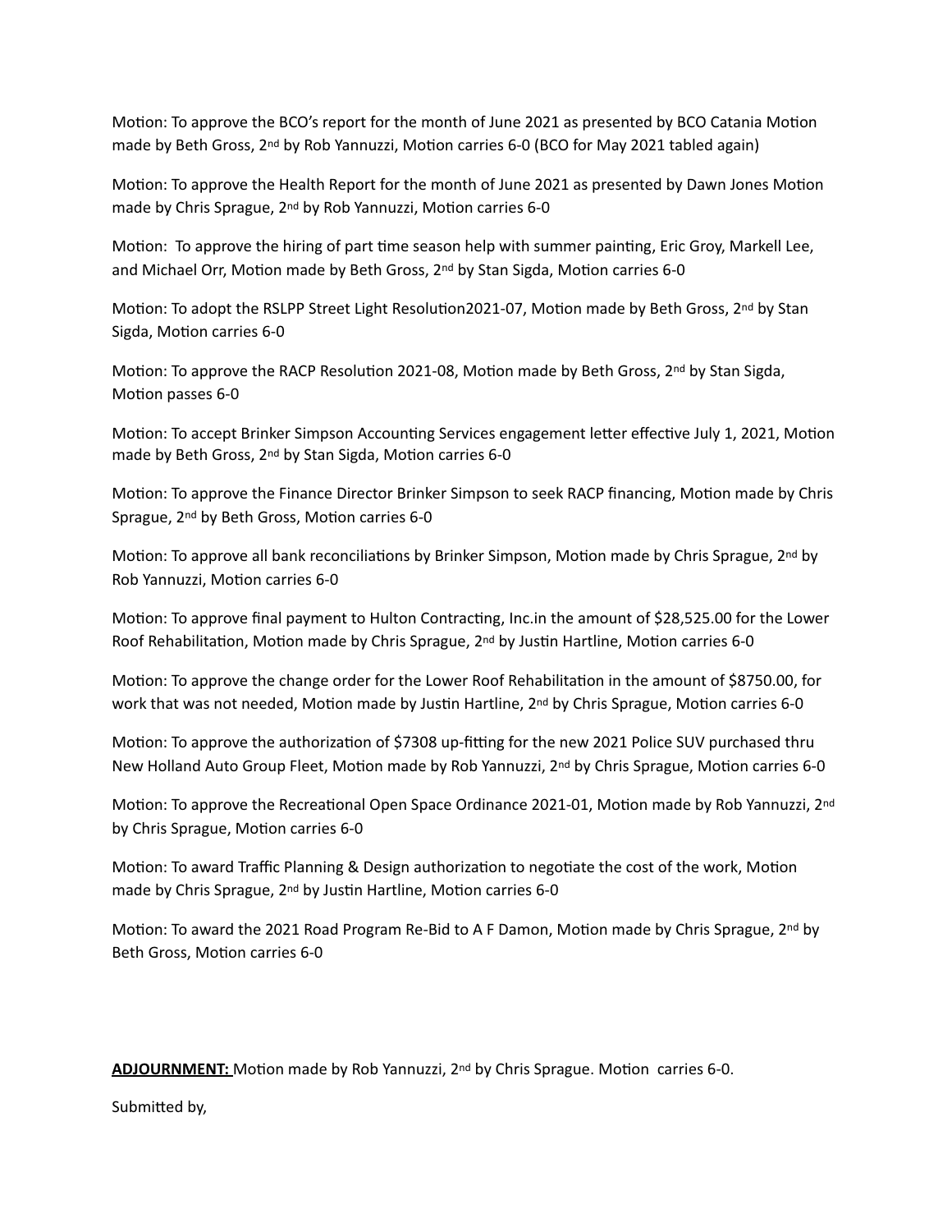Motion: To approve the BCO's report for the month of June 2021 as presented by BCO Catania Motion made by Beth Gross, 2nd by Rob Yannuzzi, Motion carries 6-0 (BCO for May 2021 tabled again)

Motion: To approve the Health Report for the month of June 2021 as presented by Dawn Jones Motion made by Chris Sprague, 2nd by Rob Yannuzzi, Motion carries 6-0

Motion: To approve the hiring of part time season help with summer painting, Eric Groy, Markell Lee, and Michael Orr, Motion made by Beth Gross, 2nd by Stan Sigda, Motion carries 6-0

Motion: To adopt the RSLPP Street Light Resolution2021-07, Motion made by Beth Gross, 2nd by Stan Sigda, Motion carries 6-0

Motion: To approve the RACP Resolution 2021-08, Motion made by Beth Gross, 2nd by Stan Sigda, Motion passes 6-0

Motion: To accept Brinker Simpson Accounting Services engagement letter effective July 1, 2021, Motion made by Beth Gross, 2nd by Stan Sigda, Motion carries 6-0

Motion: To approve the Finance Director Brinker Simpson to seek RACP financing, Motion made by Chris Sprague, 2nd by Beth Gross, Motion carries 6-0

Motion: To approve all bank reconciliations by Brinker Simpson, Motion made by Chris Sprague, 2nd by Rob Yannuzzi, Motion carries 6-0

Motion: To approve final payment to Hulton Contracting, Inc.in the amount of $28,525.00 for the Lower Roof Rehabilitation, Motion made by Chris Sprague, 2nd by Justin Hartline, Motion carries 6-0

Motion: To approve the change order for the Lower Roof Rehabilitation in the amount of $8750.00, for work that was not needed, Motion made by Justin Hartline, 2nd by Chris Sprague, Motion carries 6-0

Motion: To approve the authorization of $7308 up-fitting for the new 2021 Police SUV purchased thru New Holland Auto Group Fleet, Motion made by Rob Yannuzzi, 2nd by Chris Sprague, Motion carries 6-0

Motion: To approve the Recreational Open Space Ordinance 2021-01, Motion made by Rob Yannuzzi, 2nd by Chris Sprague, Motion carries 6-0

Motion: To award Traffic Planning & Design authorization to negotiate the cost of the work, Motion made by Chris Sprague, 2nd by Justin Hartline, Motion carries 6-0

Motion: To award the 2021 Road Program Re-Bid to A F Damon, Motion made by Chris Sprague, 2nd by Beth Gross, Motion carries 6-0

**ADJOURNMENT:** Motion made by Rob Yannuzzi, 2nd by Chris Sprague. Motion carries 6-0.

Submitted by,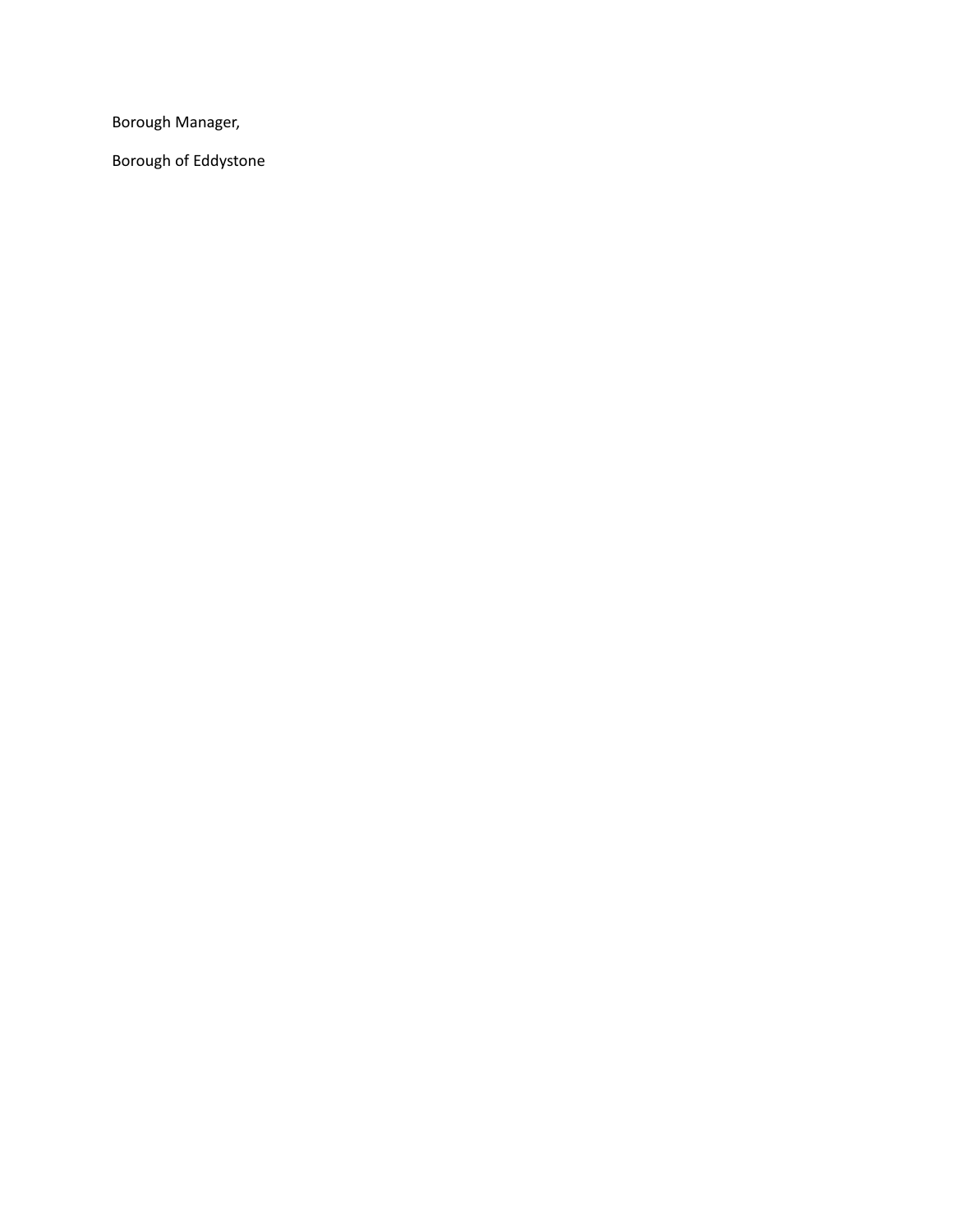Borough Manager,

Borough of Eddystone